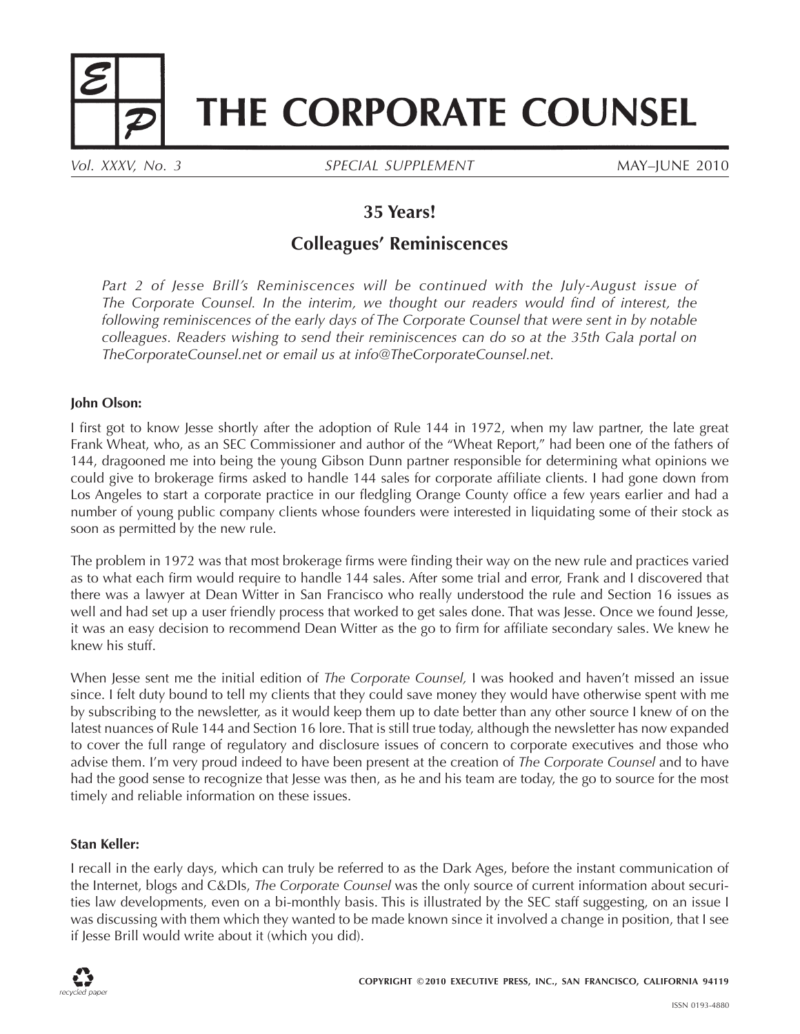# THE CORPORATE COUNSEL

*Vol. XXXV, No. 3* *SPECIAL SUPPLEMENT* MAY–JUNE 2010

## 35 Years!

## Colleagues' Reminiscences

*Part 2 of Jesse Brill's Reminiscences will be continued with the July-August issue of The Corporate Counsel. In the interim, we thought our readers would find of interest, the following reminiscences of the early days of The Corporate Counsel that were sent in by notable colleagues. Readers wishing to send their reminiscences can do so at the 35th Gala portal on TheCorporateCounsel.net or email us at info@TheCorporateCounsel.net.*

**John Olson:**

I first got to know Jesse shortly after the adoption of Rule 144 in 1972, when my law partner, the late great Frank Wheat, who, as an SEC Commissioner and author of the "Wheat Report," had been one of the fathers of 144, dragooned me into being the young Gibson Dunn partner responsible for determining what opinions we could give to brokerage firms asked to handle 144 sales for corporate affiliate clients. I had gone down from Los Angeles to start a corporate practice in our fledgling Orange County office a few years earlier and had a number of young public company clients whose founders were interested in liquidating some of their stock as soon as permitted by the new rule.

The problem in 1972 was that most brokerage firms were finding their way on the new rule and practices varied as to what each firm would require to handle 144 sales. After some trial and error, Frank and I discovered that there was a lawyer at Dean Witter in San Francisco who really understood the rule and Section 16 issues as well and had set up a user friendly process that worked to get sales done. That was Jesse. Once we found Jesse, it was an easy decision to recommend Dean Witter as the go to firm for affiliate secondary sales. We knew he knew his stuff.

When Jesse sent me the initial edition of *The Corporate Counsel,* I was hooked and haven't missed an issue since. I felt duty bound to tell my clients that they could save money they would have otherwise spent with me by subscribing to the newsletter, as it would keep them up to date better than any other source I knew of on the latest nuances of Rule 144 and Section 16 lore. That is still true today, although the newsletter has now expanded to cover the full range of regulatory and disclosure issues of concern to corporate executives and those who advise them. I'm very proud indeed to have been present at the creation of *The Corporate Counsel* and to have had the good sense to recognize that Jesse was then, as he and his team are today, the go to source for the most timely and reliable information on these issues.

**Stan Keller:**

I recall in the early days, which can truly be referred to as the Dark Ages, before the instant communication of the Internet, blogs and C&DIs, *The Corporate Counsel* was the only source of current information about securities law developments, even on a bi-monthly basis. This is illustrated by the SEC staff suggesting, on an issue I was discussing with them which they wanted to be made known since it involved a change in position, that I see if Jesse Brill would write about it (which you did).

COPYRIGHT ©2010 EXECUTIVE PRESS, INC., SAN FRANCISCO, CALIFORNIA 94119

ISSN 0193-4880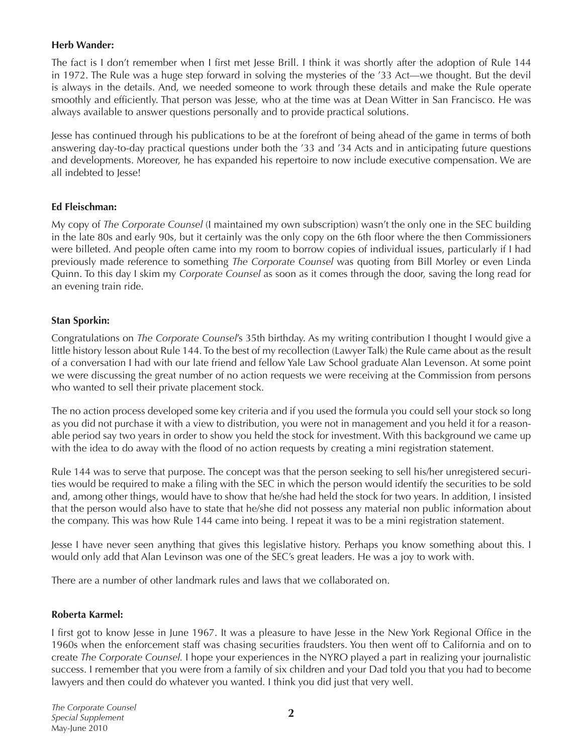**Herb Wander:**

The fact is I don't remember when I first met Jesse Brill. I think it was shortly after the adoption of Rule 144 in 1972. The Rule was a huge step forward in solving the mysteries of the '33 Act—we thought. But the devil is always in the details. And, we needed someone to work through these details and make the Rule operate smoothly and efficiently. That person was Jesse, who at the time was at Dean Witter in San Francisco. He was always available to answer questions personally and to provide practical solutions.

Jesse has continued through his publications to be at the forefront of being ahead of the game in terms of both answering day-to-day practical questions under both the '33 and '34 Acts and in anticipating future questions and developments. Moreover, he has expanded his repertoire to now include executive compensation. We are all indebted to Jesse!

**Ed Fleischman:**

My copy of *The Corporate Counsel* (I maintained my own subscription) wasn't the only one in the SEC building in the late 80s and early 90s, but it certainly was the only copy on the 6th floor where the then Commissioners were billeted. And people often came into my room to borrow copies of individual issues, particularly if I had previously made reference to something *The Corporate Counsel* was quoting from Bill Morley or even Linda Quinn. To this day I skim my *Corporate Counsel* as soon as it comes through the door, saving the long read for an evening train ride.

**Stan Sporkin:**

Congratulations on *The Corporate Counsel*'s 35th birthday. As my writing contribution I thought I would give a little history lesson about Rule 144. To the best of my recollection (Lawyer Talk) the Rule came about as the result of a conversation I had with our late friend and fellow Yale Law School graduate Alan Levenson. At some point we were discussing the great number of no action requests we were receiving at the Commission from persons who wanted to sell their private placement stock.

The no action process developed some key criteria and if you used the formula you could sell your stock so long as you did not purchase it with a view to distribution, you were not in management and you held it for a reasonable period say two years in order to show you held the stock for investment. With this background we came up with the idea to do away with the flood of no action requests by creating a mini registration statement.

Rule 144 was to serve that purpose. The concept was that the person seeking to sell his/her unregistered securities would be required to make a filing with the SEC in which the person would identify the securities to be sold and, among other things, would have to show that he/she had held the stock for two years. In addition, I insisted that the person would also have to state that he/she did not possess any material non public information about the company. This was how Rule 144 came into being. I repeat it was to be a mini registration statement.

Jesse I have never seen anything that gives this legislative history. Perhaps you know something about this. I would only add that Alan Levinson was one of the SEC's great leaders. He was a joy to work with.

There are a number of other landmark rules and laws that we collaborated on.

**Roberta Karmel:**

I first got to know Jesse in June 1967. It was a pleasure to have Jesse in the New York Regional Office in the 1960s when the enforcement staff was chasing securities fraudsters. You then went off to California and on to create *The Corporate Counsel.* I hope your experiences in the NYRO played a part in realizing your journalistic success. I remember that you were from a family of six children and your Dad told you that you had to become lawyers and then could do whatever you wanted. I think you did just that very well.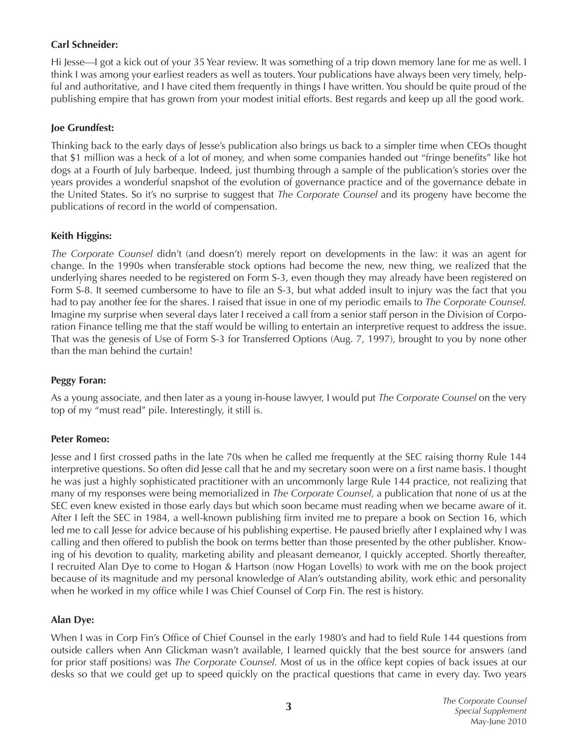**Carl Schneider:**

Hi Jesse—I got a kick out of your 35 Year review. It was something of a trip down memory lane for me as well. I think I was among your earliest readers as well as touters. Your publications have always been very timely, helpful and authoritative, and I have cited them frequently in things I have written. You should be quite proud of the publishing empire that has grown from your modest initial efforts. Best regards and keep up all the good work.

**Joe Grundfest:**

Thinking back to the early days of Jesse's publication also brings us back to a simpler time when CEOs thought that $1 million was a heck of a lot of money, and when some companies handed out "fringe benefits" like hot dogs at a Fourth of July barbeque. Indeed, just thumbing through a sample of the publication's stories over the years provides a wonderful snapshot of the evolution of governance practice and of the governance debate in the United States. So it's no surprise to suggest that *The Corporate Counsel* and its progeny have become the publications of record in the world of compensation.

**Keith Higgins:**

*The Corporate Counsel* didn't (and doesn't) merely report on developments in the law: it was an agent for change. In the 1990s when transferable stock options had become the new, new thing, we realized that the underlying shares needed to be registered on Form S-3, even though they may already have been registered on Form S-8. It seemed cumbersome to have to file an S-3, but what added insult to injury was the fact that you had to pay another fee for the shares. I raised that issue in one of my periodic emails to *The Corporate Counsel.* Imagine my surprise when several days later I received a call from a senior staff person in the Division of Corporation Finance telling me that the staff would be willing to entertain an interpretive request to address the issue. That was the genesis of Use of Form S-3 for Transferred Options (Aug. 7, 1997), brought to you by none other than the man behind the curtain!

**Peggy Foran:**

As a young associate, and then later as a young in-house lawyer, I would put *The Corporate Counsel* on the very top of my "must read" pile. Interestingly, it still is.

**Peter Romeo:**

Jesse and I first crossed paths in the late 70s when he called me frequently at the SEC raising thorny Rule 144 interpretive questions. So often did Jesse call that he and my secretary soon were on a first name basis. I thought he was just a highly sophisticated practitioner with an uncommonly large Rule 144 practice, not realizing that many of my responses were being memorialized in *The Corporate Counsel,* a publication that none of us at the SEC even knew existed in those early days but which soon became must reading when we became aware of it. After I left the SEC in 1984, a well-known publishing firm invited me to prepare a book on Section 16, which led me to call Jesse for advice because of his publishing expertise. He paused briefly after I explained why I was calling and then offered to publish the book on terms better than those presented by the other publisher. Knowing of his devotion to quality, marketing ability and pleasant demeanor, I quickly accepted. Shortly thereafter, I recruited Alan Dye to come to Hogan & Hartson (now Hogan Lovells) to work with me on the book project because of its magnitude and my personal knowledge of Alan's outstanding ability, work ethic and personality when he worked in my office while I was Chief Counsel of Corp Fin. The rest is history.

**Alan Dye:**

When I was in Corp Fin's Office of Chief Counsel in the early 1980's and had to field Rule 144 questions from outside callers when Ann Glickman wasn't available, I learned quickly that the best source for answers (and for prior staff positions) was *The Corporate Counsel.* Most of us in the office kept copies of back issues at our desks so that we could get up to speed quickly on the practical questions that came in every day. Two years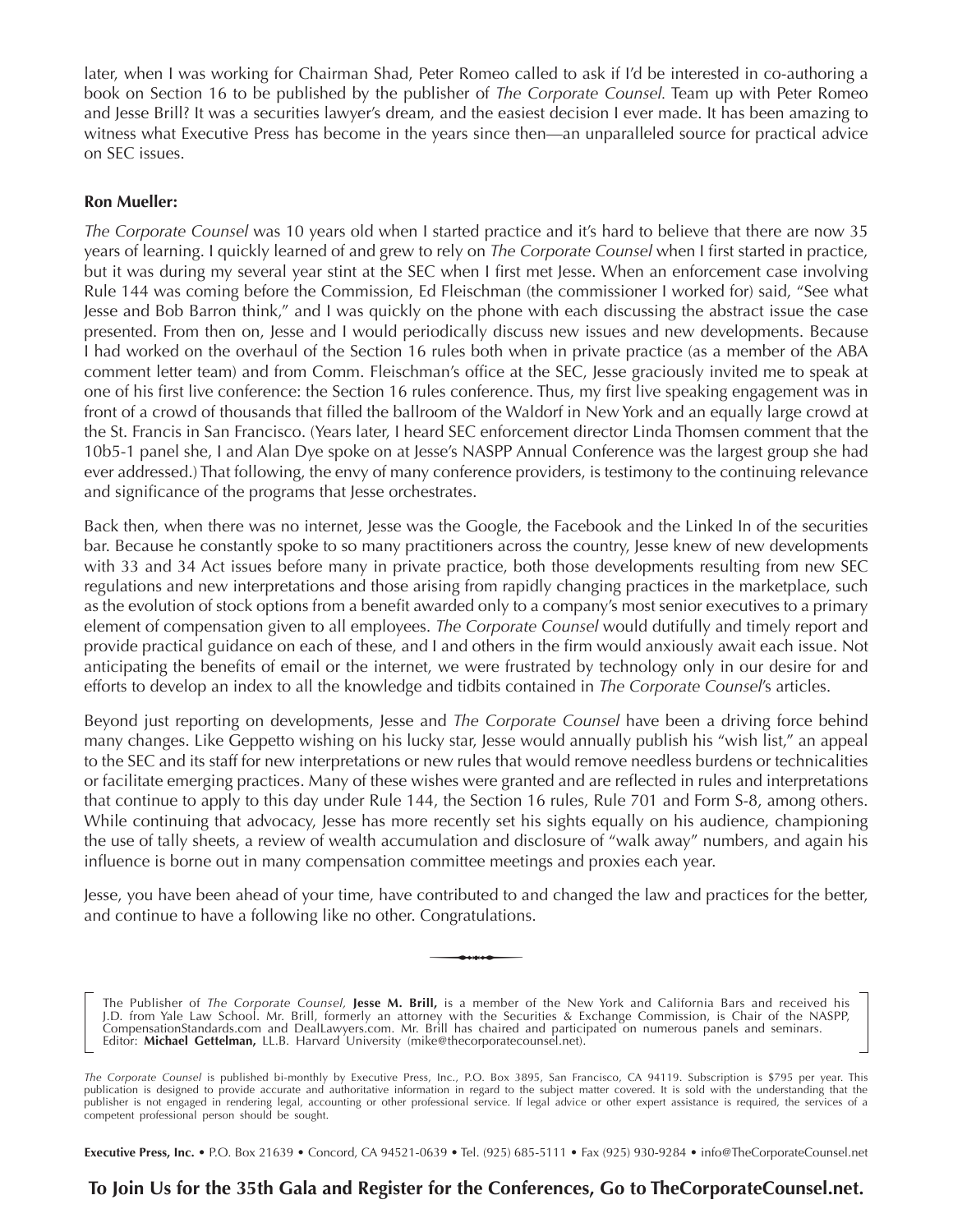later, when I was working for Chairman Shad, Peter Romeo called to ask if I'd be interested in co-authoring a book on Section 16 to be published by the publisher of *The Corporate Counsel*. Team up with Peter Romeo and Jesse Brill? It was a securities lawyer's dream, and the easiest decision I ever made. It has been amazing to witness what Executive Press has become in the years since then—an unparalleled source for practical advice on SEC issues.

**Ron Mueller:**

*The Corporate Counsel* was 10 years old when I started practice and it's hard to believe that there are now 35 years of learning. I quickly learned of and grew to rely on *The Corporate Counsel* when I first started in practice, but it was during my several year stint at the SEC when I first met Jesse. When an enforcement case involving Rule 144 was coming before the Commission, Ed Fleischman (the commissioner I worked for) said, "See what Jesse and Bob Barron think," and I was quickly on the phone with each discussing the abstract issue the case presented. From then on, Jesse and I would periodically discuss new issues and new developments. Because I had worked on the overhaul of the Section 16 rules both when in private practice (as a member of the ABA comment letter team) and from Comm. Fleischman's office at the SEC, Jesse graciously invited me to speak at one of his first live conference: the Section 16 rules conference. Thus, my first live speaking engagement was in front of a crowd of thousands that filled the ballroom of the Waldorf in New York and an equally large crowd at the St. Francis in San Francisco. (Years later, I heard SEC enforcement director Linda Thomsen comment that the 10b5-1 panel she, I and Alan Dye spoke on at Jesse's NASPP Annual Conference was the largest group she had ever addressed.) That following, the envy of many conference providers, is testimony to the continuing relevance and significance of the programs that Jesse orchestrates.

Back then, when there was no internet, Jesse was the Google, the Facebook and the Linked In of the securities bar. Because he constantly spoke to so many practitioners across the country, Jesse knew of new developments with 33 and 34 Act issues before many in private practice, both those developments resulting from new SEC regulations and new interpretations and those arising from rapidly changing practices in the marketplace, such as the evolution of stock options from a benefit awarded only to a company's most senior executives to a primary element of compensation given to all employees. *The Corporate Counsel* would dutifully and timely report and provide practical guidance on each of these, and I and others in the firm would anxiously await each issue. Not anticipating the benefits of email or the internet, we were frustrated by technology only in our desire for and efforts to develop an index to all the knowledge and tidbits contained in *The Corporate Counsel*'s articles.

Beyond just reporting on developments, Jesse and *The Corporate Counsel* have been a driving force behind many changes. Like Geppetto wishing on his lucky star, Jesse would annually publish his "wish list," an appeal to the SEC and its staff for new interpretations or new rules that would remove needless burdens or technicalities or facilitate emerging practices. Many of these wishes were granted and are reflected in rules and interpretations that continue to apply to this day under Rule 144, the Section 16 rules, Rule 701 and Form S-8, among others. While continuing that advocacy, Jesse has more recently set his sights equally on his audience, championing the use of tally sheets, a review of wealth accumulation and disclosure of "walk away" numbers, and again his influence is borne out in many compensation committee meetings and proxies each year.

Jesse, you have been ahead of your time, have contributed to and changed the law and practices for the better, and continue to have a following like no other. Congratulations.

---

The Publisher of *The Corporate Counsel,* **Jesse M. Brill,** is a member of the New York and California Bars and received his J.D. from Yale Law School. Mr. Brill, formerly an attorney with the Securities & Exchange Commission, is Chair of the NASPP, CompensationStandards.com and DealLawyers.com. Mr. Brill has chaired and participated on numerous panels and seminars. Editor: **Michael Gettelman,** LL.B. Harvard University (mike@thecorporatecounsel.net).

*The Corporate Counsel* is published bi-monthly by Executive Press, Inc., P.O. Box 3895, San Francisco, CA 94119. Subscription is $795 per year. This publication is designed to provide accurate and authoritative information in regard to the subject matter covered. It is sold with the understanding that the publisher is not engaged in rendering legal, accounting or other professional service. If legal advice or other expert assistance is required, the services of a competent professional person should be sought.

**Executive Press, Inc.** • P.O. Box 21639 • Concord, CA 94521-0639 • Tel. (925) 685-5111 • Fax (925) 930-9284 • info@TheCorporateCounsel.net

**To Join Us for the 35th Gala and Register for the Conferences, Go to TheCorporateCounsel.net.**